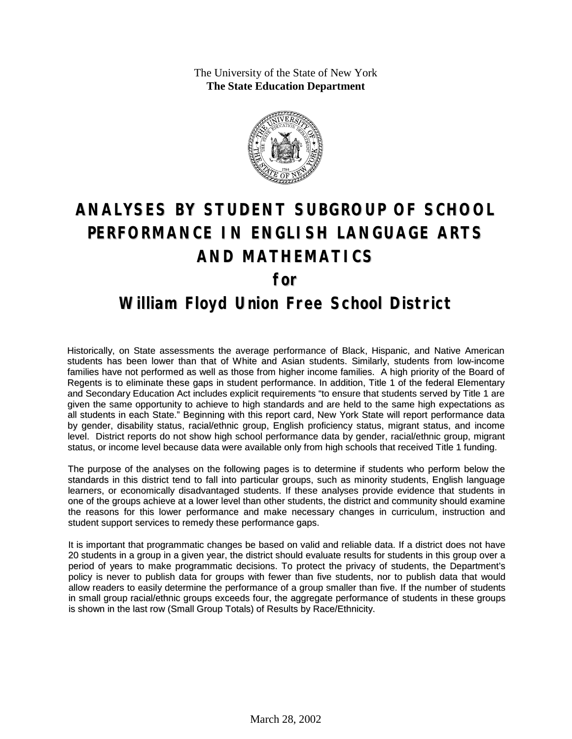The University of the State of New York
**The State Education Department**

# ANALYSES BY STUDENT SUBGROUP OF SCHOOL PERFORMANCE IN ENGLISH LANGUAGE ARTS AND MATHEMATICS

## for

# William Floyd Union Free School District

Historically, on State assessments the average performance of Black, Hispanic, and Native American students has been lower than that of White and Asian students. Similarly, students from low-income families have not performed as well as those from higher income families. A high priority of the Board of Regents is to eliminate these gaps in student performance. In addition, Title 1 of the federal Elementary and Secondary Education Act includes explicit requirements "to ensure that students served by Title 1 are given the same opportunity to achieve to high standards and are held to the same high expectations as all students in each State." Beginning with this report card, New York State will report performance data by gender, disability status, racial/ethnic group, English proficiency status, migrant status, and income level. District reports do not show high school performance data by gender, racial/ethnic group, migrant status, or income level because data were available only from high schools that received Title 1 funding.

The purpose of the analyses on the following pages is to determine if students who perform below the standards in this district tend to fall into particular groups, such as minority students, English language learners, or economically disadvantaged students. If these analyses provide evidence that students in one of the groups achieve at a lower level than other students, the district and community should examine the reasons for this lower performance and make necessary changes in curriculum, instruction and student support services to remedy these performance gaps.

It is important that programmatic changes be based on valid and reliable data. If a district does not have 20 students in a group in a given year, the district should evaluate results for students in this group over a period of years to make programmatic decisions. To protect the privacy of students, the Department's policy is never to publish data for groups with fewer than five students, nor to publish data that would allow readers to easily determine the performance of a group smaller than five. If the number of students in small group racial/ethnic groups exceeds four, the aggregate performance of students in these groups is shown in the last row (Small Group Totals) of Results by Race/Ethnicity.

March 28, 2002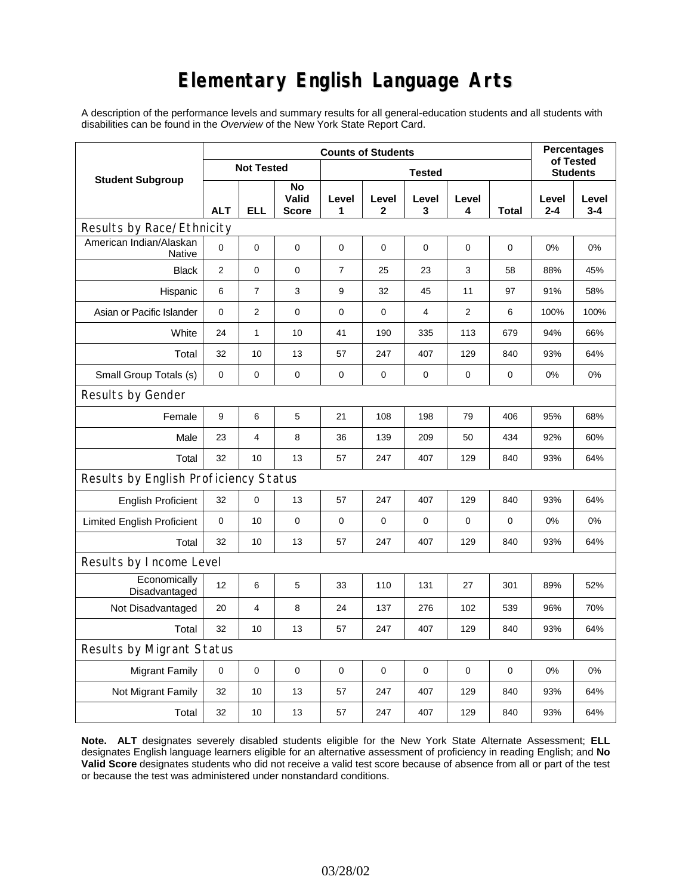# Elementary English Language Arts

A description of the performance levels and summary results for all general-education students and all students with disabilities can be found in the *Overview* of the New York State Report Card.

| Student Subgroup | Counts of Students | | | | | | | | Percentages of Tested Students | |
|---|---|---|---|---|---|---|---|---|---|---|
| | Not Tested | | | Tested | | | | | | |
| | ALT | ELL | No Valid Score | Level 1 | Level 2 | Level 3 | Level 4 | Total | Level 2-4 | Level 3-4 |
| **Results by Race/Ethnicity** | | | | | | | | | | |
| American Indian/Alaskan Native | 0 | 0 | 0 | 0 | 0 | 0 | 0 | 0 | 0% | 0% |
| Black | 2 | 0 | 0 | 7 | 25 | 23 | 3 | 58 | 88% | 45% |
| Hispanic | 6 | 7 | 3 | 9 | 32 | 45 | 11 | 97 | 91% | 58% |
| Asian or Pacific Islander | 0 | 2 | 0 | 0 | 0 | 4 | 2 | 6 | 100% | 100% |
| White | 24 | 1 | 10 | 41 | 190 | 335 | 113 | 679 | 94% | 66% |
| Total | 32 | 10 | 13 | 57 | 247 | 407 | 129 | 840 | 93% | 64% |
| Small Group Totals (s) | 0 | 0 | 0 | 0 | 0 | 0 | 0 | 0 | 0% | 0% |
| **Results by Gender** | | | | | | | | | | |
| Female | 9 | 6 | 5 | 21 | 108 | 198 | 79 | 406 | 95% | 68% |
| Male | 23 | 4 | 8 | 36 | 139 | 209 | 50 | 434 | 92% | 60% |
| Total | 32 | 10 | 13 | 57 | 247 | 407 | 129 | 840 | 93% | 64% |
| **Results by English Proficiency Status** | | | | | | | | | | |
| English Proficient | 32 | 0 | 13 | 57 | 247 | 407 | 129 | 840 | 93% | 64% |
| Limited English Proficient | 0 | 10 | 0 | 0 | 0 | 0 | 0 | 0 | 0% | 0% |
| Total | 32 | 10 | 13 | 57 | 247 | 407 | 129 | 840 | 93% | 64% |
| **Results by Income Level** | | | | | | | | | | |
| Economically Disadvantaged | 12 | 6 | 5 | 33 | 110 | 131 | 27 | 301 | 89% | 52% |
| Not Disadvantaged | 20 | 4 | 8 | 24 | 137 | 276 | 102 | 539 | 96% | 70% |
| Total | 32 | 10 | 13 | 57 | 247 | 407 | 129 | 840 | 93% | 64% |
| **Results by Migrant Status** | | | | | | | | | | |
| Migrant Family | 0 | 0 | 0 | 0 | 0 | 0 | 0 | 0 | 0% | 0% |
| Not Migrant Family | 32 | 10 | 13 | 57 | 247 | 407 | 129 | 840 | 93% | 64% |
| Total | 32 | 10 | 13 | 57 | 247 | 407 | 129 | 840 | 93% | 64% |

**Note. ALT** designates severely disabled students eligible for the New York State Alternate Assessment; **ELL** designates English language learners eligible for an alternative assessment of proficiency in reading English; and **No Valid Score** designates students who did not receive a valid test score because of absence from all or part of the test or because the test was administered under nonstandard conditions.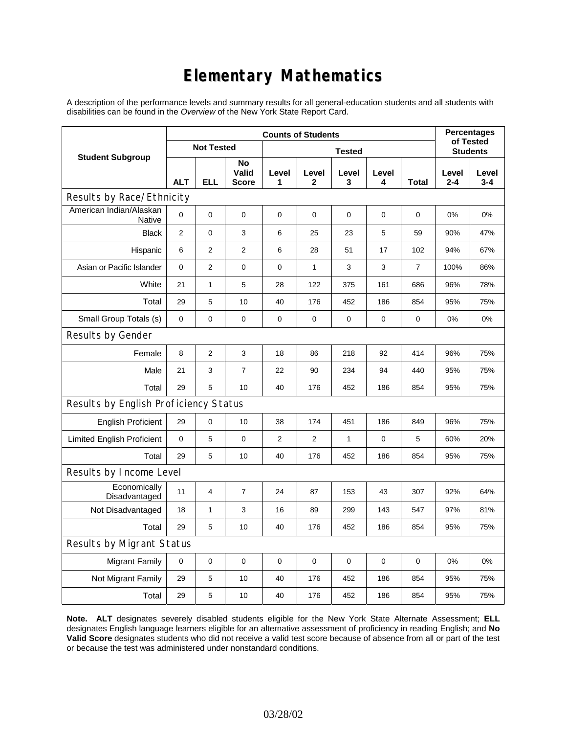# Elementary Mathematics

A description of the performance levels and summary results for all general-education students and all students with disabilities can be found in the *Overview* of the New York State Report Card.

| Student Subgroup | Counts of Students | | | | | | | | Percentages of Tested Students | |
|---|---|---|---|---|---|---|---|---|---|---|
| | Not Tested | | | Tested | | | | | | |
| | ALT | ELL | No Valid Score | Level 1 | Level 2 | Level 3 | Level 4 | Total | Level 2-4 | Level 3-4 |
| **Results by Race/Ethnicity** | | | | | | | | | | |
| American Indian/Alaskan Native | 0 | 0 | 0 | 0 | 0 | 0 | 0 | 0 | 0% | 0% |
| Black | 2 | 0 | 3 | 6 | 25 | 23 | 5 | 59 | 90% | 47% |
| Hispanic | 6 | 2 | 2 | 6 | 28 | 51 | 17 | 102 | 94% | 67% |
| Asian or Pacific Islander | 0 | 2 | 0 | 0 | 1 | 3 | 3 | 7 | 100% | 86% |
| White | 21 | 1 | 5 | 28 | 122 | 375 | 161 | 686 | 96% | 78% |
| Total | 29 | 5 | 10 | 40 | 176 | 452 | 186 | 854 | 95% | 75% |
| Small Group Totals (s) | 0 | 0 | 0 | 0 | 0 | 0 | 0 | 0 | 0% | 0% |
| **Results by Gender** | | | | | | | | | | |
| Female | 8 | 2 | 3 | 18 | 86 | 218 | 92 | 414 | 96% | 75% |
| Male | 21 | 3 | 7 | 22 | 90 | 234 | 94 | 440 | 95% | 75% |
| Total | 29 | 5 | 10 | 40 | 176 | 452 | 186 | 854 | 95% | 75% |
| **Results by English Proficiency Status** | | | | | | | | | | |
| English Proficient | 29 | 0 | 10 | 38 | 174 | 451 | 186 | 849 | 96% | 75% |
| Limited English Proficient | 0 | 5 | 0 | 2 | 2 | 1 | 0 | 5 | 60% | 20% |
| Total | 29 | 5 | 10 | 40 | 176 | 452 | 186 | 854 | 95% | 75% |
| **Results by Income Level** | | | | | | | | | | |
| Economically Disadvantaged | 11 | 4 | 7 | 24 | 87 | 153 | 43 | 307 | 92% | 64% |
| Not Disadvantaged | 18 | 1 | 3 | 16 | 89 | 299 | 143 | 547 | 97% | 81% |
| Total | 29 | 5 | 10 | 40 | 176 | 452 | 186 | 854 | 95% | 75% |
| **Results by Migrant Status** | | | | | | | | | | |
| Migrant Family | 0 | 0 | 0 | 0 | 0 | 0 | 0 | 0 | 0% | 0% |
| Not Migrant Family | 29 | 5 | 10 | 40 | 176 | 452 | 186 | 854 | 95% | 75% |
| Total | 29 | 5 | 10 | 40 | 176 | 452 | 186 | 854 | 95% | 75% |

**Note. ALT** designates severely disabled students eligible for the New York State Alternate Assessment; **ELL** designates English language learners eligible for an alternative assessment of proficiency in reading English; and **No Valid Score** designates students who did not receive a valid test score because of absence from all or part of the test or because the test was administered under nonstandard conditions.

03/28/02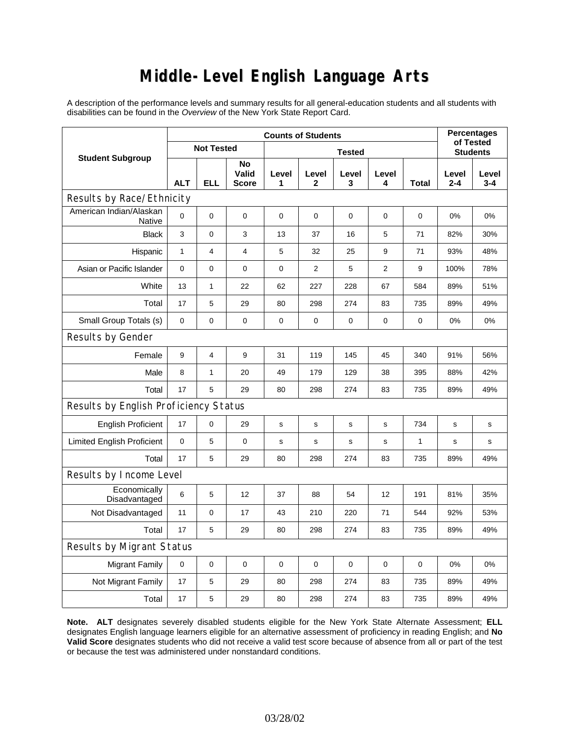// Middle-Level English Language Arts

A description of the performance levels and summary results for all general-education students and all students with disabilities can be found in the *Overview* of the New York State Report Card.

| Student Subgroup | Counts of Students | | | | | | | | Percentages of Tested Students | |
|---|---|---|---|---|---|---|---|---|---|---|
| | Not Tested | | | Tested | | | | | | |
| | ALT | ELL | No Valid Score | Level 1 | Level 2 | Level 3 | Level 4 | Total | Level 2-4 | Level 3-4 |
| **Results by Race/Ethnicity** | | | | | | | | | | |
| American Indian/Alaskan Native | 0 | 0 | 0 | 0 | 0 | 0 | 0 | 0 | 0% | 0% |
| Black | 3 | 0 | 3 | 13 | 37 | 16 | 5 | 71 | 82% | 30% |
| Hispanic | 1 | 4 | 4 | 5 | 32 | 25 | 9 | 71 | 93% | 48% |
| Asian or Pacific Islander | 0 | 0 | 0 | 0 | 2 | 5 | 2 | 9 | 100% | 78% |
| White | 13 | 1 | 22 | 62 | 227 | 228 | 67 | 584 | 89% | 51% |
| Total | 17 | 5 | 29 | 80 | 298 | 274 | 83 | 735 | 89% | 49% |
| Small Group Totals (s) | 0 | 0 | 0 | 0 | 0 | 0 | 0 | 0 | 0% | 0% |
| **Results by Gender** | | | | | | | | | | |
| Female | 9 | 4 | 9 | 31 | 119 | 145 | 45 | 340 | 91% | 56% |
| Male | 8 | 1 | 20 | 49 | 179 | 129 | 38 | 395 | 88% | 42% |
| Total | 17 | 5 | 29 | 80 | 298 | 274 | 83 | 735 | 89% | 49% |
| **Results by English Proficiency Status** | | | | | | | | | | |
| English Proficient | 17 | 0 | 29 | s | s | s | s | 734 | s | s |
| Limited English Proficient | 0 | 5 | 0 | s | s | s | s | 1 | s | s |
| Total | 17 | 5 | 29 | 80 | 298 | 274 | 83 | 735 | 89% | 49% |
| **Results by Income Level** | | | | | | | | | | |
| Economically Disadvantaged | 6 | 5 | 12 | 37 | 88 | 54 | 12 | 191 | 81% | 35% |
| Not Disadvantaged | 11 | 0 | 17 | 43 | 210 | 220 | 71 | 544 | 92% | 53% |
| Total | 17 | 5 | 29 | 80 | 298 | 274 | 83 | 735 | 89% | 49% |
| **Results by Migrant Status** | | | | | | | | | | |
| Migrant Family | 0 | 0 | 0 | 0 | 0 | 0 | 0 | 0 | 0% | 0% |
| Not Migrant Family | 17 | 5 | 29 | 80 | 298 | 274 | 83 | 735 | 89% | 49% |
| Total | 17 | 5 | 29 | 80 | 298 | 274 | 83 | 735 | 89% | 49% |

**Note. ALT** designates severely disabled students eligible for the New York State Alternate Assessment; **ELL** designates English language learners eligible for an alternative assessment of proficiency in reading English; and **No Valid Score** designates students who did not receive a valid test score because of absence from all or part of the test or because the test was administered under nonstandard conditions.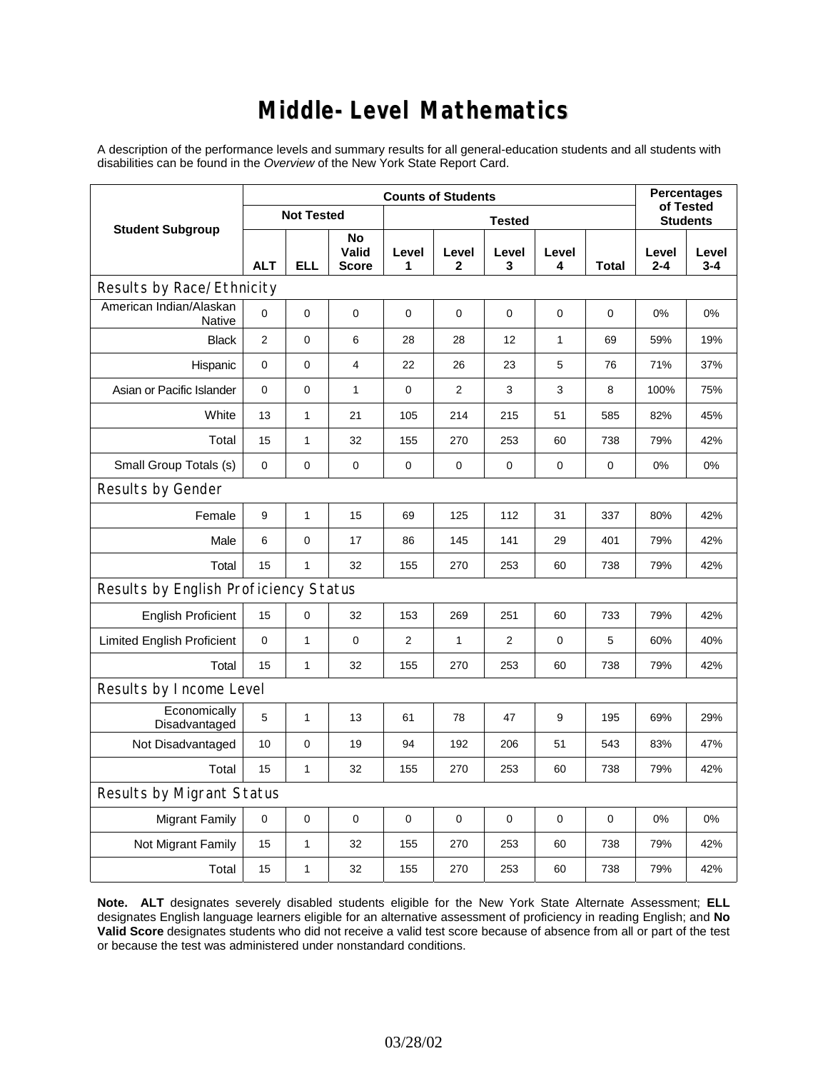# Middle-Level Mathematics

A description of the performance levels and summary results for all general-education students and all students with disabilities can be found in the *Overview* of the New York State Report Card.

| Student Subgroup | Counts of Students | | | | | | | | Percentages of Tested Students | |
|---|---|---|---|---|---|---|---|---|---|---|
| | Not Tested | | | Tested | | | | | | |
| | ALT | ELL | No Valid Score | Level 1 | Level 2 | Level 3 | Level 4 | Total | Level 2-4 | Level 3-4 |
| **Results by Race/Ethnicity** | | | | | | | | | | |
| American Indian/Alaskan Native | 0 | 0 | 0 | 0 | 0 | 0 | 0 | 0 | 0% | 0% |
| Black | 2 | 0 | 6 | 28 | 28 | 12 | 1 | 69 | 59% | 19% |
| Hispanic | 0 | 0 | 4 | 22 | 26 | 23 | 5 | 76 | 71% | 37% |
| Asian or Pacific Islander | 0 | 0 | 1 | 0 | 2 | 3 | 3 | 8 | 100% | 75% |
| White | 13 | 1 | 21 | 105 | 214 | 215 | 51 | 585 | 82% | 45% |
| Total | 15 | 1 | 32 | 155 | 270 | 253 | 60 | 738 | 79% | 42% |
| Small Group Totals (s) | 0 | 0 | 0 | 0 | 0 | 0 | 0 | 0 | 0% | 0% |
| **Results by Gender** | | | | | | | | | | |
| Female | 9 | 1 | 15 | 69 | 125 | 112 | 31 | 337 | 80% | 42% |
| Male | 6 | 0 | 17 | 86 | 145 | 141 | 29 | 401 | 79% | 42% |
| Total | 15 | 1 | 32 | 155 | 270 | 253 | 60 | 738 | 79% | 42% |
| **Results by English Proficiency Status** | | | | | | | | | | |
| English Proficient | 15 | 0 | 32 | 153 | 269 | 251 | 60 | 733 | 79% | 42% |
| Limited English Proficient | 0 | 1 | 0 | 2 | 1 | 2 | 0 | 5 | 60% | 40% |
| Total | 15 | 1 | 32 | 155 | 270 | 253 | 60 | 738 | 79% | 42% |
| **Results by Income Level** | | | | | | | | | | |
| Economically Disadvantaged | 5 | 1 | 13 | 61 | 78 | 47 | 9 | 195 | 69% | 29% |
| Not Disadvantaged | 10 | 0 | 19 | 94 | 192 | 206 | 51 | 543 | 83% | 47% |
| Total | 15 | 1 | 32 | 155 | 270 | 253 | 60 | 738 | 79% | 42% |
| **Results by Migrant Status** | | | | | | | | | | |
| Migrant Family | 0 | 0 | 0 | 0 | 0 | 0 | 0 | 0 | 0% | 0% |
| Not Migrant Family | 15 | 1 | 32 | 155 | 270 | 253 | 60 | 738 | 79% | 42% |
| Total | 15 | 1 | 32 | 155 | 270 | 253 | 60 | 738 | 79% | 42% |

**Note. ALT** designates severely disabled students eligible for the New York State Alternate Assessment; **ELL** designates English language learners eligible for an alternative assessment of proficiency in reading English; and **No Valid Score** designates students who did not receive a valid test score because of absence from all or part of the test or because the test was administered under nonstandard conditions.

03/28/02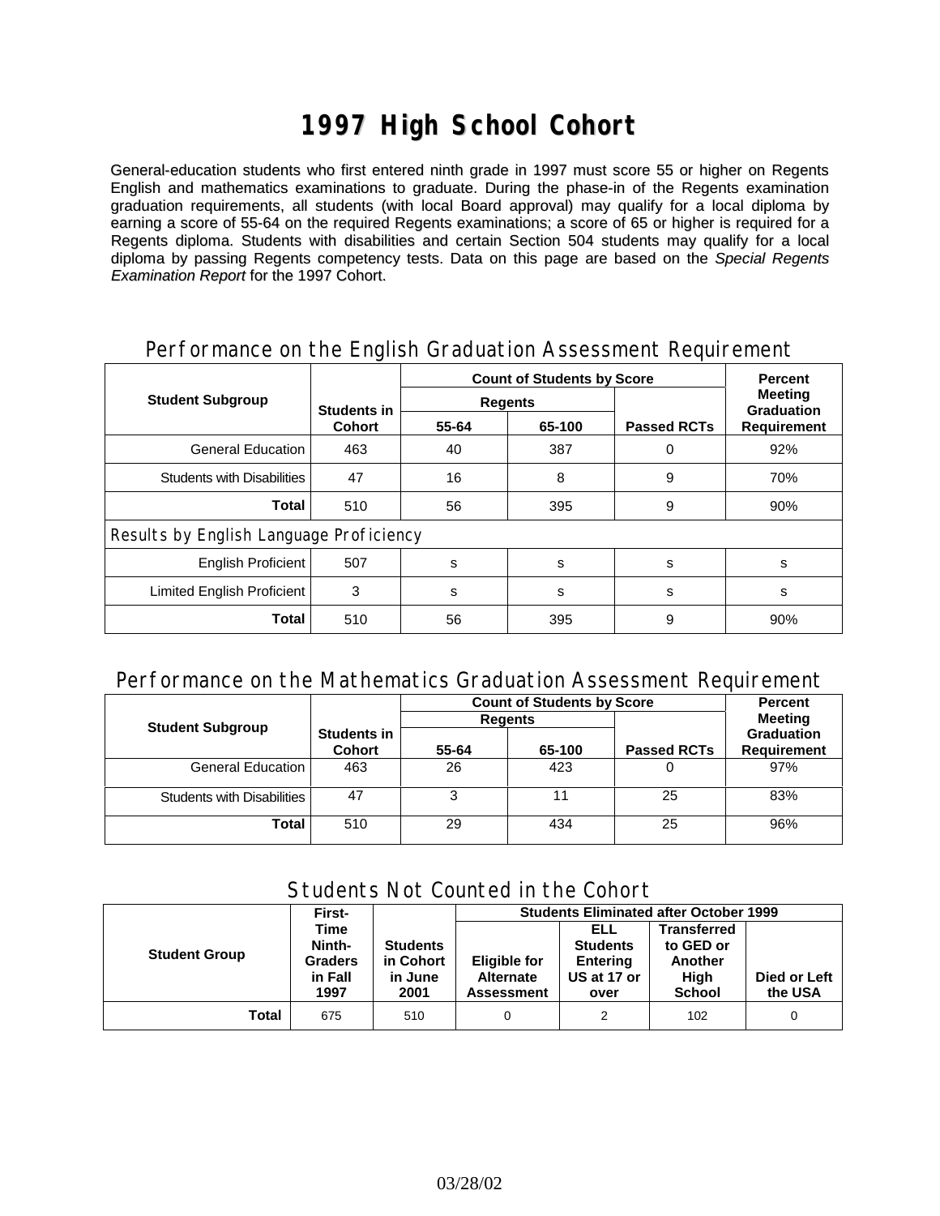# 1997 High School Cohort

General-education students who first entered ninth grade in 1997 must score 55 or higher on Regents English and mathematics examinations to graduate. During the phase-in of the Regents examination graduation requirements, all students (with local Board approval) may qualify for a local diploma by earning a score of 55-64 on the required Regents examinations; a score of 65 or higher is required for a Regents diploma. Students with disabilities and certain Section 504 students may qualify for a local diploma by passing Regents competency tests. Data on this page are based on the *Special Regents Examination Report* for the 1997 Cohort.

## Performance on the English Graduation Assessment Requirement

| Student Subgroup | Students in Cohort | Count of Students by Score | | | Percent Meeting Graduation Requirement |
|---|---|---|---|---|---|
| | | Regents | | | |
| | | 55-64 | 65-100 | Passed RCTs | |
| General Education | 463 | 40 | 387 | 0 | 92% |
| Students with Disabilities | 47 | 16 | 8 | 9 | 70% |
| **Total** | 510 | 56 | 395 | 9 | 90% |
| Results by English Language Proficiency | | | | | |
| English Proficient | 507 | s | s | s | s |
| Limited English Proficient | 3 | s | s | s | s |
| **Total** | 510 | 56 | 395 | 9 | 90% |

## Performance on the Mathematics Graduation Assessment Requirement

| Student Subgroup | Students in Cohort | Count of Students by Score | | | Percent Meeting Graduation Requirement |
|---|---|---|---|---|---|
| | | Regents | | | |
| | | 55-64 | 65-100 | Passed RCTs | |
| General Education | 463 | 26 | 423 | 0 | 97% |
| Students with Disabilities | 47 | 3 | 11 | 25 | 83% |
| **Total** | 510 | 29 | 434 | 25 | 96% |

## Students Not Counted in the Cohort

| Student Group | First-Time Ninth-Graders in Fall 1997 | Students in Cohort in June 2001 | Students Eliminated after October 1999 | | | |
|---|---|---|---|---|---|---|
| | | | Eligible for Alternate Assessment | ELL Students Entering US at 17 or over | Transferred to GED or Another High School | Died or Left the USA |
| **Total** | 675 | 510 | 0 | 2 | 102 | 0 |

03/28/02